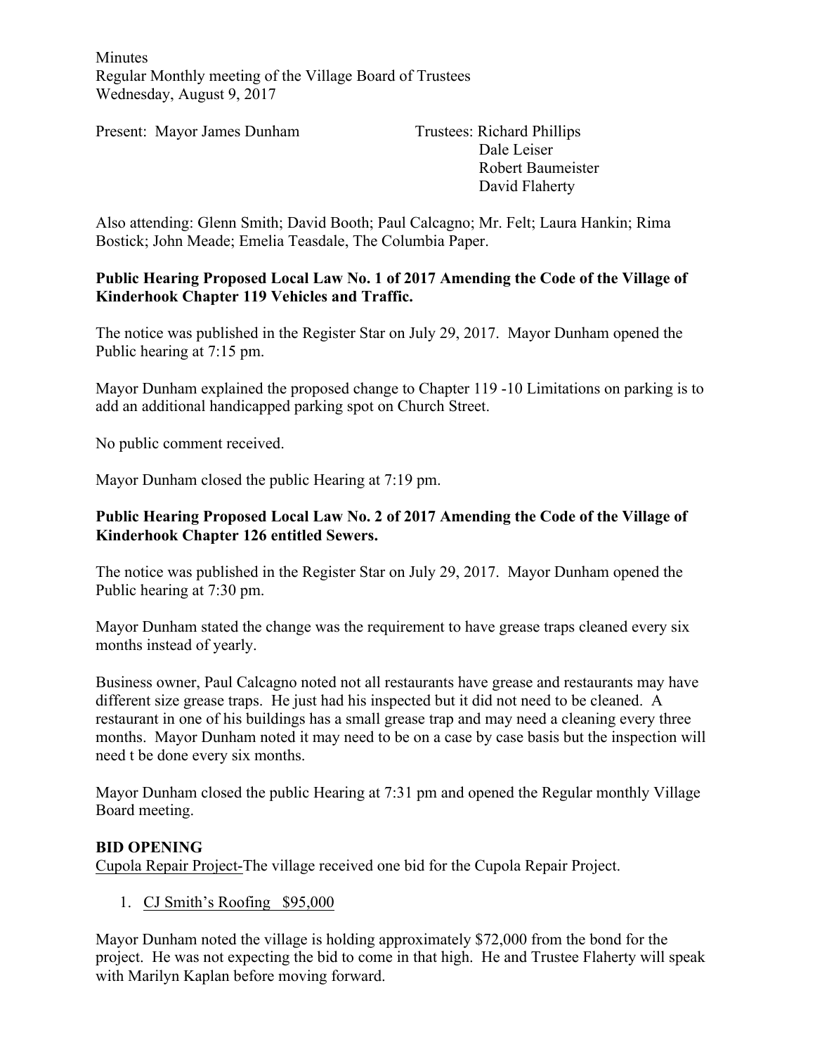Minutes
Regular Monthly meeting of the Village Board of Trustees
Wednesday, August 9, 2017

Present: Mayor James Dunham

Trustees: Richard Phillips
Dale Leiser
Robert Baumeister
David Flaherty

Also attending: Glenn Smith; David Booth; Paul Calcagno; Mr. Felt; Laura Hankin; Rima Bostick; John Meade; Emelia Teasdale, The Columbia Paper.

**Public Hearing Proposed Local Law No. 1 of 2017 Amending the Code of the Village of Kinderhook Chapter 119 Vehicles and Traffic.**

The notice was published in the Register Star on July 29, 2017. Mayor Dunham opened the Public hearing at 7:15 pm.

Mayor Dunham explained the proposed change to Chapter 119 -10 Limitations on parking is to add an additional handicapped parking spot on Church Street.

No public comment received.

Mayor Dunham closed the public Hearing at 7:19 pm.

**Public Hearing Proposed Local Law No. 2 of 2017 Amending the Code of the Village of Kinderhook Chapter 126 entitled Sewers.**

The notice was published in the Register Star on July 29, 2017. Mayor Dunham opened the Public hearing at 7:30 pm.

Mayor Dunham stated the change was the requirement to have grease traps cleaned every six months instead of yearly.

Business owner, Paul Calcagno noted not all restaurants have grease and restaurants may have different size grease traps. He just had his inspected but it did not need to be cleaned. A restaurant in one of his buildings has a small grease trap and may need a cleaning every three months. Mayor Dunham noted it may need to be on a case by case basis but the inspection will need t be done every six months.

Mayor Dunham closed the public Hearing at 7:31 pm and opened the Regular monthly Village Board meeting.

**BID OPENING**

Cupola Repair Project-The village received one bid for the Cupola Repair Project.

1. CJ Smith's Roofing $95,000

Mayor Dunham noted the village is holding approximately $72,000 from the bond for the project. He was not expecting the bid to come in that high. He and Trustee Flaherty will speak with Marilyn Kaplan before moving forward.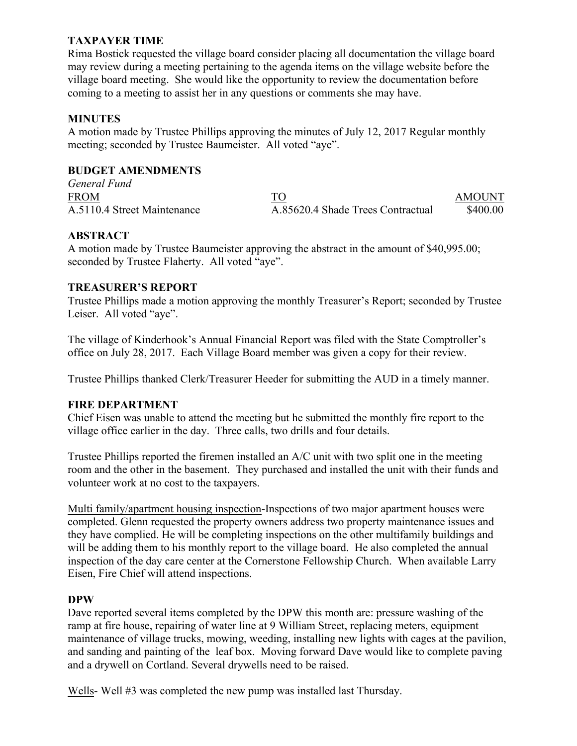**TAXPAYER TIME**

Rima Bostick requested the village board consider placing all documentation the village board may review during a meeting pertaining to the agenda items on the village website before the village board meeting. She would like the opportunity to review the documentation before coming to a meeting to assist her in any questions or comments she may have.

**MINUTES**

A motion made by Trustee Phillips approving the minutes of July 12, 2017 Regular monthly meeting; seconded by Trustee Baumeister. All voted "aye".

**BUDGET AMENDMENTS**

*General Fund*

| FROM | TO | AMOUNT |
|---|---|---|
| A.5110.4 Street Maintenance | A.85620.4 Shade Trees Contractual | $400.00 |

**ABSTRACT**

A motion made by Trustee Baumeister approving the abstract in the amount of $40,995.00; seconded by Trustee Flaherty. All voted "aye".

**TREASURER'S REPORT**

Trustee Phillips made a motion approving the monthly Treasurer's Report; seconded by Trustee Leiser. All voted "aye".

The village of Kinderhook's Annual Financial Report was filed with the State Comptroller's office on July 28, 2017. Each Village Board member was given a copy for their review.

Trustee Phillips thanked Clerk/Treasurer Heeder for submitting the AUD in a timely manner.

**FIRE DEPARTMENT**

Chief Eisen was unable to attend the meeting but he submitted the monthly fire report to the village office earlier in the day. Three calls, two drills and four details.

Trustee Phillips reported the firemen installed an A/C unit with two split one in the meeting room and the other in the basement. They purchased and installed the unit with their funds and volunteer work at no cost to the taxpayers.

Multi family/apartment housing inspection-Inspections of two major apartment houses were completed. Glenn requested the property owners address two property maintenance issues and they have complied. He will be completing inspections on the other multifamily buildings and will be adding them to his monthly report to the village board. He also completed the annual inspection of the day care center at the Cornerstone Fellowship Church. When available Larry Eisen, Fire Chief will attend inspections.

**DPW**

Dave reported several items completed by the DPW this month are: pressure washing of the ramp at fire house, repairing of water line at 9 William Street, replacing meters, equipment maintenance of village trucks, mowing, weeding, installing new lights with cages at the pavilion, and sanding and painting of the leaf box. Moving forward Dave would like to complete paving and a drywell on Cortland. Several drywells need to be raised.

Wells- Well #3 was completed the new pump was installed last Thursday.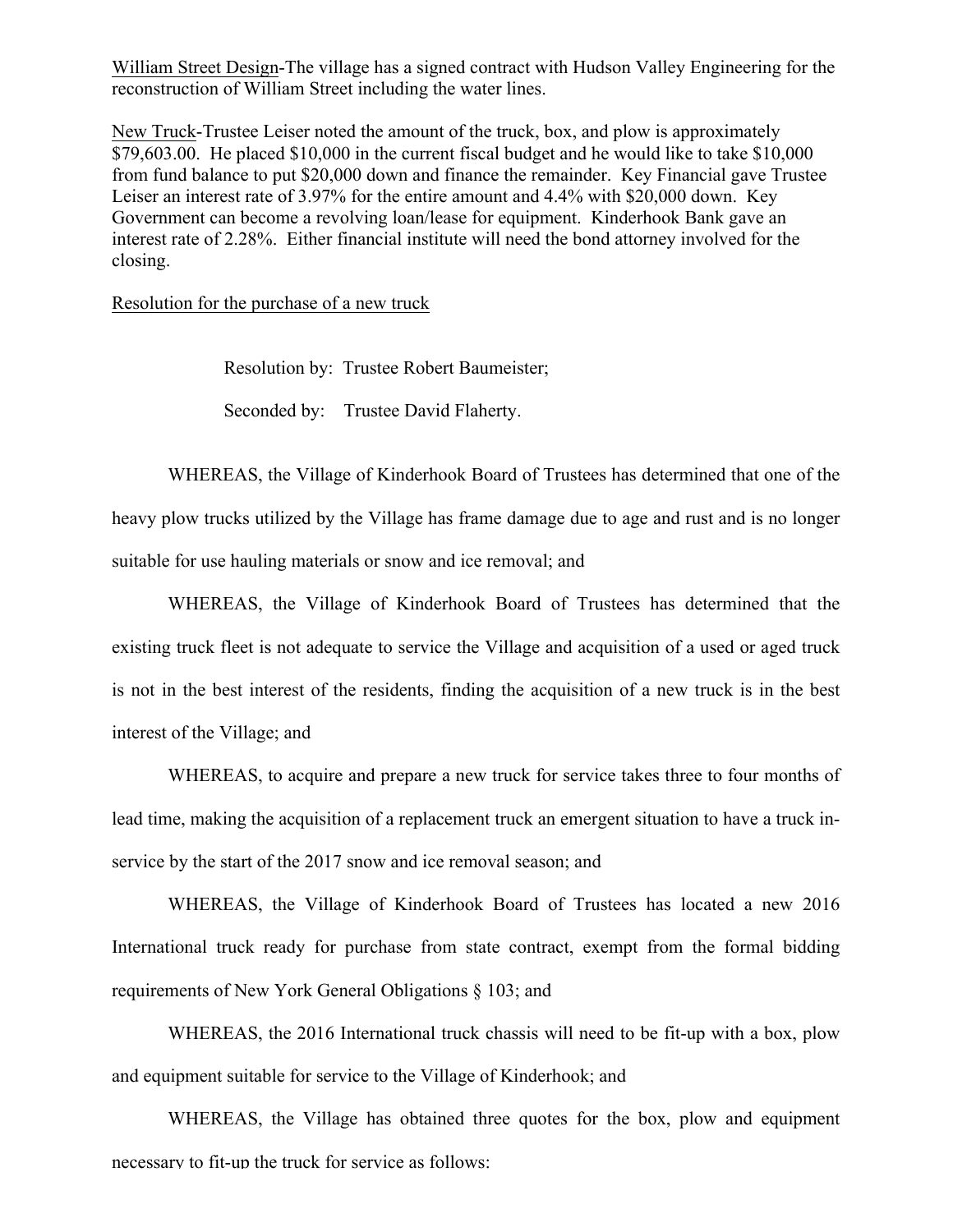William Street Design-The village has a signed contract with Hudson Valley Engineering for the reconstruction of William Street including the water lines.

New Truck-Trustee Leiser noted the amount of the truck, box, and plow is approximately $79,603.00. He placed $10,000 in the current fiscal budget and he would like to take $10,000 from fund balance to put $20,000 down and finance the remainder. Key Financial gave Trustee Leiser an interest rate of 3.97% for the entire amount and 4.4% with $20,000 down. Key Government can become a revolving loan/lease for equipment. Kinderhook Bank gave an interest rate of 2.28%. Either financial institute will need the bond attorney involved for the closing.

Resolution for the purchase of a new truck

Resolution by: Trustee Robert Baumeister;

Seconded by: Trustee David Flaherty.

WHEREAS, the Village of Kinderhook Board of Trustees has determined that one of the heavy plow trucks utilized by the Village has frame damage due to age and rust and is no longer suitable for use hauling materials or snow and ice removal; and

WHEREAS, the Village of Kinderhook Board of Trustees has determined that the existing truck fleet is not adequate to service the Village and acquisition of a used or aged truck is not in the best interest of the residents, finding the acquisition of a new truck is in the best interest of the Village; and

WHEREAS, to acquire and prepare a new truck for service takes three to four months of lead time, making the acquisition of a replacement truck an emergent situation to have a truck in-service by the start of the 2017 snow and ice removal season; and

WHEREAS, the Village of Kinderhook Board of Trustees has located a new 2016 International truck ready for purchase from state contract, exempt from the formal bidding requirements of New York General Obligations § 103; and

WHEREAS, the 2016 International truck chassis will need to be fit-up with a box, plow and equipment suitable for service to the Village of Kinderhook; and

WHEREAS, the Village has obtained three quotes for the box, plow and equipment necessary to fit-up the truck for service as follows: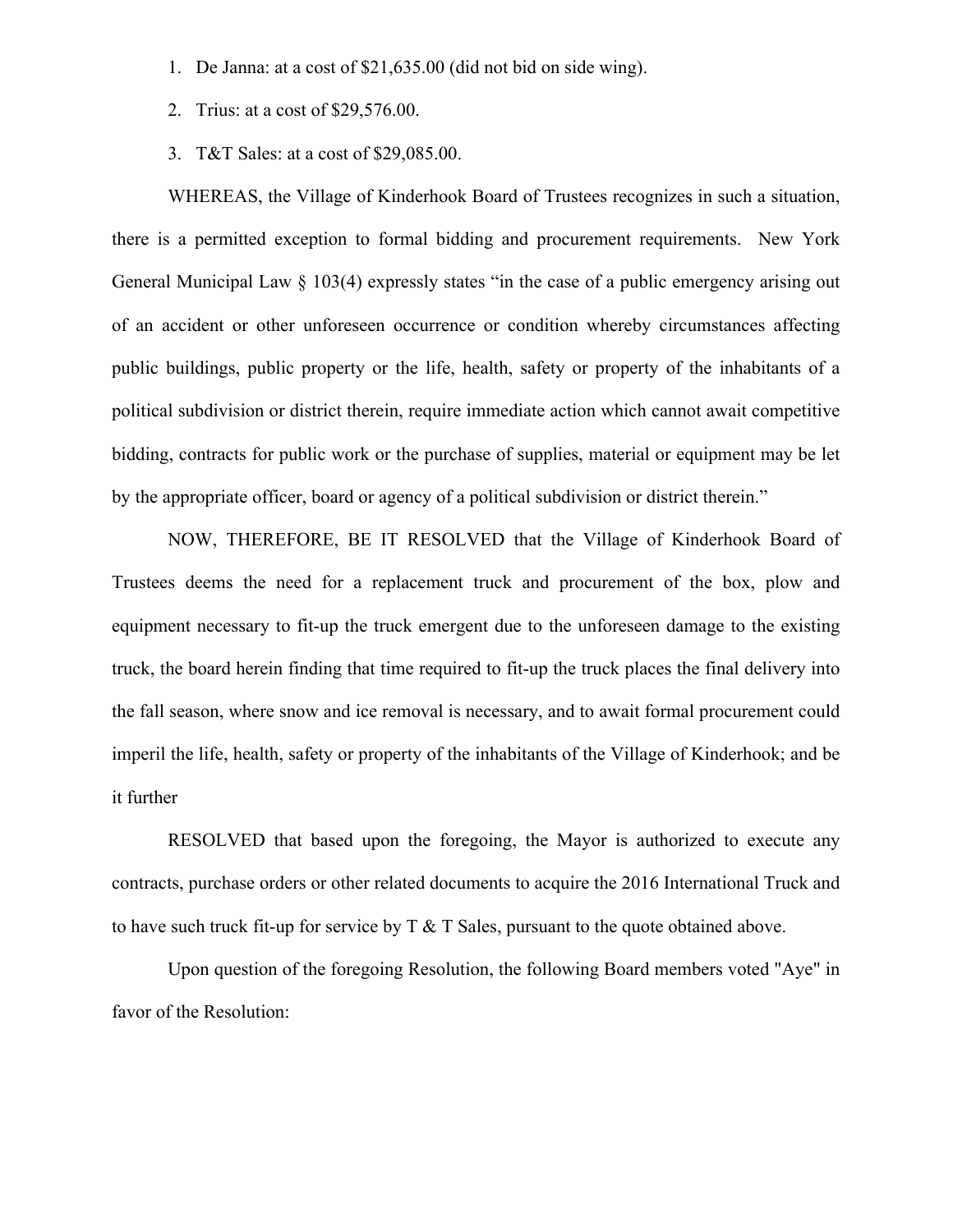1. De Janna: at a cost of $21,635.00 (did not bid on side wing).
2. Trius: at a cost of $29,576.00.
3. T&T Sales: at a cost of $29,085.00.

WHEREAS, the Village of Kinderhook Board of Trustees recognizes in such a situation, there is a permitted exception to formal bidding and procurement requirements. New York General Municipal Law § 103(4) expressly states "in the case of a public emergency arising out of an accident or other unforeseen occurrence or condition whereby circumstances affecting public buildings, public property or the life, health, safety or property of the inhabitants of a political subdivision or district therein, require immediate action which cannot await competitive bidding, contracts for public work or the purchase of supplies, material or equipment may be let by the appropriate officer, board or agency of a political subdivision or district therein."

NOW, THEREFORE, BE IT RESOLVED that the Village of Kinderhook Board of Trustees deems the need for a replacement truck and procurement of the box, plow and equipment necessary to fit-up the truck emergent due to the unforeseen damage to the existing truck, the board herein finding that time required to fit-up the truck places the final delivery into the fall season, where snow and ice removal is necessary, and to await formal procurement could imperil the life, health, safety or property of the inhabitants of the Village of Kinderhook; and be it further

RESOLVED that based upon the foregoing, the Mayor is authorized to execute any contracts, purchase orders or other related documents to acquire the 2016 International Truck and to have such truck fit-up for service by T & T Sales, pursuant to the quote obtained above.

Upon question of the foregoing Resolution, the following Board members voted "Aye" in favor of the Resolution: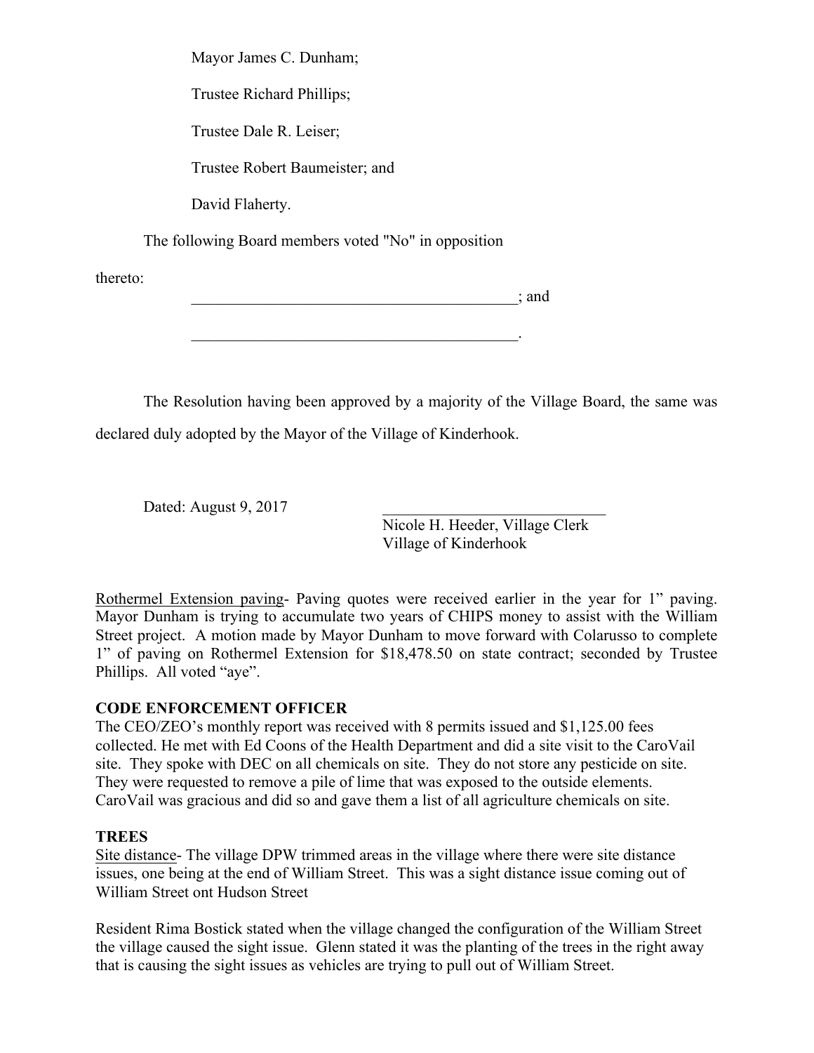Mayor James C. Dunham;

Trustee Richard Phillips;

Trustee Dale R. Leiser;

Trustee Robert Baumeister; and

David Flaherty.

The following Board members voted "No" in opposition thereto:

__________________________________________; and

__________________________________________.

The Resolution having been approved by a majority of the Village Board, the same was declared duly adopted by the Mayor of the Village of Kinderhook.

Dated: August 9, 2017

_____________________________
Nicole H. Heeder, Village Clerk
Village of Kinderhook

Rothermel Extension paving- Paving quotes were received earlier in the year for 1" paving. Mayor Dunham is trying to accumulate two years of CHIPS money to assist with the William Street project. A motion made by Mayor Dunham to move forward with Colarusso to complete 1" of paving on Rothermel Extension for $18,478.50 on state contract; seconded by Trustee Phillips. All voted "aye".

**CODE ENFORCEMENT OFFICER**

The CEO/ZEO's monthly report was received with 8 permits issued and $1,125.00 fees collected. He met with Ed Coons of the Health Department and did a site visit to the CaroVail site. They spoke with DEC on all chemicals on site. They do not store any pesticide on site. They were requested to remove a pile of lime that was exposed to the outside elements. CaroVail was gracious and did so and gave them a list of all agriculture chemicals on site.

**TREES**

Site distance- The village DPW trimmed areas in the village where there were site distance issues, one being at the end of William Street. This was a sight distance issue coming out of William Street ont Hudson Street

Resident Rima Bostick stated when the village changed the configuration of the William Street the village caused the sight issue. Glenn stated it was the planting of the trees in the right away that is causing the sight issues as vehicles are trying to pull out of William Street.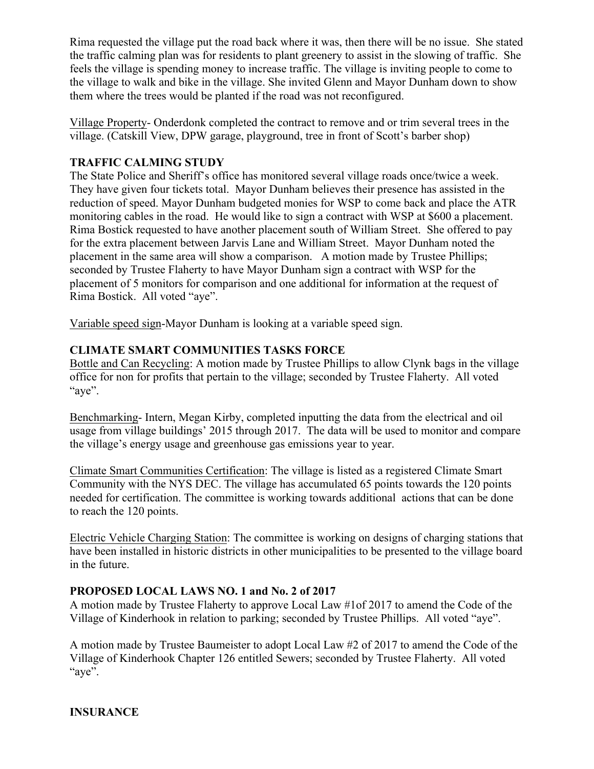Rima requested the village put the road back where it was, then there will be no issue. She stated the traffic calming plan was for residents to plant greenery to assist in the slowing of traffic. She feels the village is spending money to increase traffic. The village is inviting people to come to the village to walk and bike in the village. She invited Glenn and Mayor Dunham down to show them where the trees would be planted if the road was not reconfigured.

Village Property- Onderdonk completed the contract to remove and or trim several trees in the village. (Catskill View, DPW garage, playground, tree in front of Scott's barber shop)

**TRAFFIC CALMING STUDY**

The State Police and Sheriff's office has monitored several village roads once/twice a week. They have given four tickets total. Mayor Dunham believes their presence has assisted in the reduction of speed. Mayor Dunham budgeted monies for WSP to come back and place the ATR monitoring cables in the road. He would like to sign a contract with WSP at $600 a placement. Rima Bostick requested to have another placement south of William Street. She offered to pay for the extra placement between Jarvis Lane and William Street. Mayor Dunham noted the placement in the same area will show a comparison. A motion made by Trustee Phillips; seconded by Trustee Flaherty to have Mayor Dunham sign a contract with WSP for the placement of 5 monitors for comparison and one additional for information at the request of Rima Bostick. All voted "aye".

Variable speed sign-Mayor Dunham is looking at a variable speed sign.

**CLIMATE SMART COMMUNITIES TASKS FORCE**

Bottle and Can Recycling: A motion made by Trustee Phillips to allow Clynk bags in the village office for non for profits that pertain to the village; seconded by Trustee Flaherty. All voted "aye".

Benchmarking- Intern, Megan Kirby, completed inputting the data from the electrical and oil usage from village buildings' 2015 through 2017. The data will be used to monitor and compare the village's energy usage and greenhouse gas emissions year to year.

Climate Smart Communities Certification: The village is listed as a registered Climate Smart Community with the NYS DEC. The village has accumulated 65 points towards the 120 points needed for certification. The committee is working towards additional actions that can be done to reach the 120 points.

Electric Vehicle Charging Station: The committee is working on designs of charging stations that have been installed in historic districts in other municipalities to be presented to the village board in the future.

**PROPOSED LOCAL LAWS NO. 1 and No. 2 of 2017**

A motion made by Trustee Flaherty to approve Local Law #1of 2017 to amend the Code of the Village of Kinderhook in relation to parking; seconded by Trustee Phillips. All voted "aye".

A motion made by Trustee Baumeister to adopt Local Law #2 of 2017 to amend the Code of the Village of Kinderhook Chapter 126 entitled Sewers; seconded by Trustee Flaherty. All voted "aye".

**INSURANCE**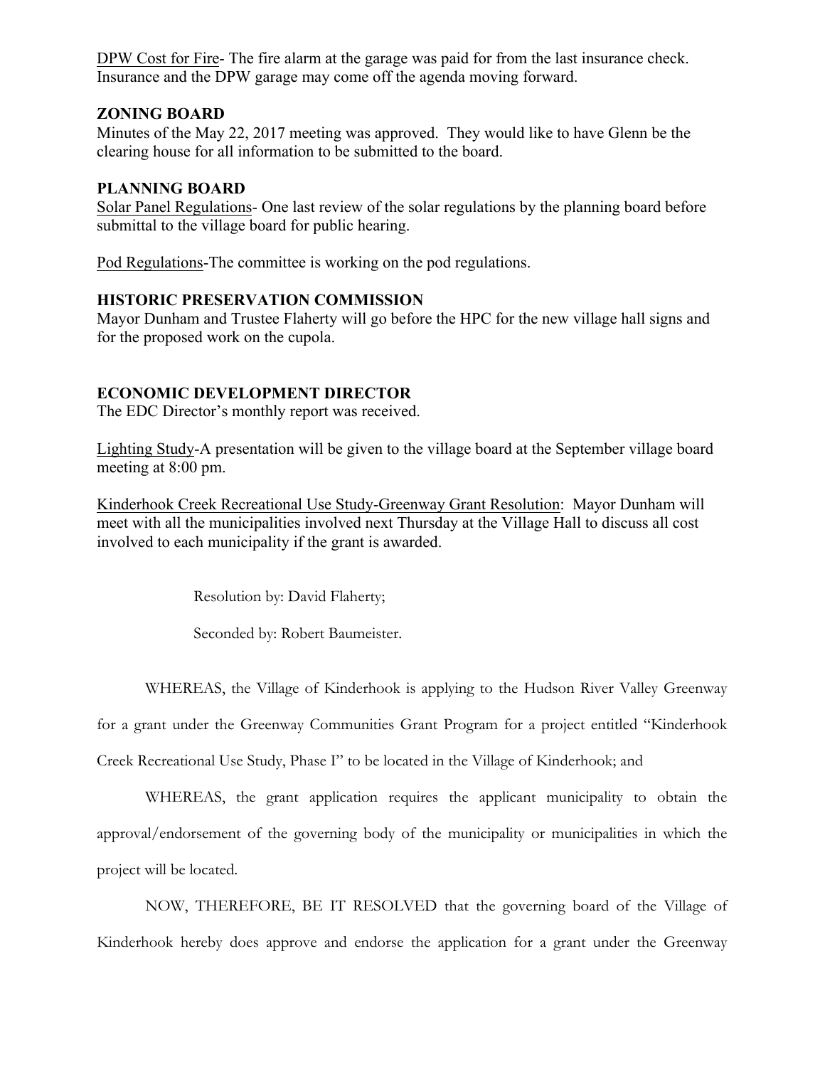DPW Cost for Fire- The fire alarm at the garage was paid for from the last insurance check. Insurance and the DPW garage may come off the agenda moving forward.

## ZONING BOARD

Minutes of the May 22, 2017 meeting was approved. They would like to have Glenn be the clearing house for all information to be submitted to the board.

## PLANNING BOARD

Solar Panel Regulations- One last review of the solar regulations by the planning board before submittal to the village board for public hearing.

Pod Regulations-The committee is working on the pod regulations.

## HISTORIC PRESERVATION COMMISSION

Mayor Dunham and Trustee Flaherty will go before the HPC for the new village hall signs and for the proposed work on the cupola.

## ECONOMIC DEVELOPMENT DIRECTOR

The EDC Director's monthly report was received.

Lighting Study-A presentation will be given to the village board at the September village board meeting at 8:00 pm.

Kinderhook Creek Recreational Use Study-Greenway Grant Resolution: Mayor Dunham will meet with all the municipalities involved next Thursday at the Village Hall to discuss all cost involved to each municipality if the grant is awarded.

Resolution by: David Flaherty;

Seconded by: Robert Baumeister.

WHEREAS, the Village of Kinderhook is applying to the Hudson River Valley Greenway for a grant under the Greenway Communities Grant Program for a project entitled "Kinderhook Creek Recreational Use Study, Phase I" to be located in the Village of Kinderhook; and

WHEREAS, the grant application requires the applicant municipality to obtain the approval/endorsement of the governing body of the municipality or municipalities in which the project will be located.

NOW, THEREFORE, BE IT RESOLVED that the governing board of the Village of Kinderhook hereby does approve and endorse the application for a grant under the Greenway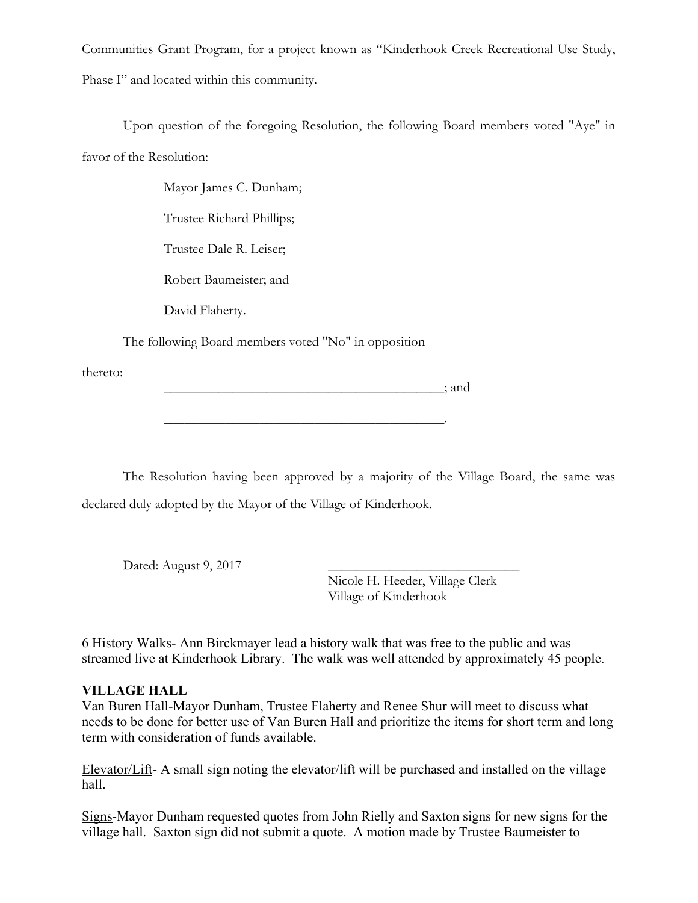Communities Grant Program, for a project known as "Kinderhook Creek Recreational Use Study, Phase I" and located within this community.

Upon question of the foregoing Resolution, the following Board members voted "Aye" in favor of the Resolution:

Mayor James C. Dunham;

Trustee Richard Phillips;

Trustee Dale R. Leiser;

Robert Baumeister; and

David Flaherty.

The following Board members voted "No" in opposition thereto:

__________________________________________; and

__________________________________________.

The Resolution having been approved by a majority of the Village Board, the same was declared duly adopted by the Mayor of the Village of Kinderhook.

Dated: August 9, 2017

____________________________
Nicole H. Heeder, Village Clerk
Village of Kinderhook

6 History Walks- Ann Birckmayer lead a history walk that was free to the public and was streamed live at Kinderhook Library. The walk was well attended by approximately 45 people.

**VILLAGE HALL**

Van Buren Hall-Mayor Dunham, Trustee Flaherty and Renee Shur will meet to discuss what needs to be done for better use of Van Buren Hall and prioritize the items for short term and long term with consideration of funds available.

Elevator/Lift- A small sign noting the elevator/lift will be purchased and installed on the village hall.

Signs-Mayor Dunham requested quotes from John Rielly and Saxton signs for new signs for the village hall. Saxton sign did not submit a quote. A motion made by Trustee Baumeister to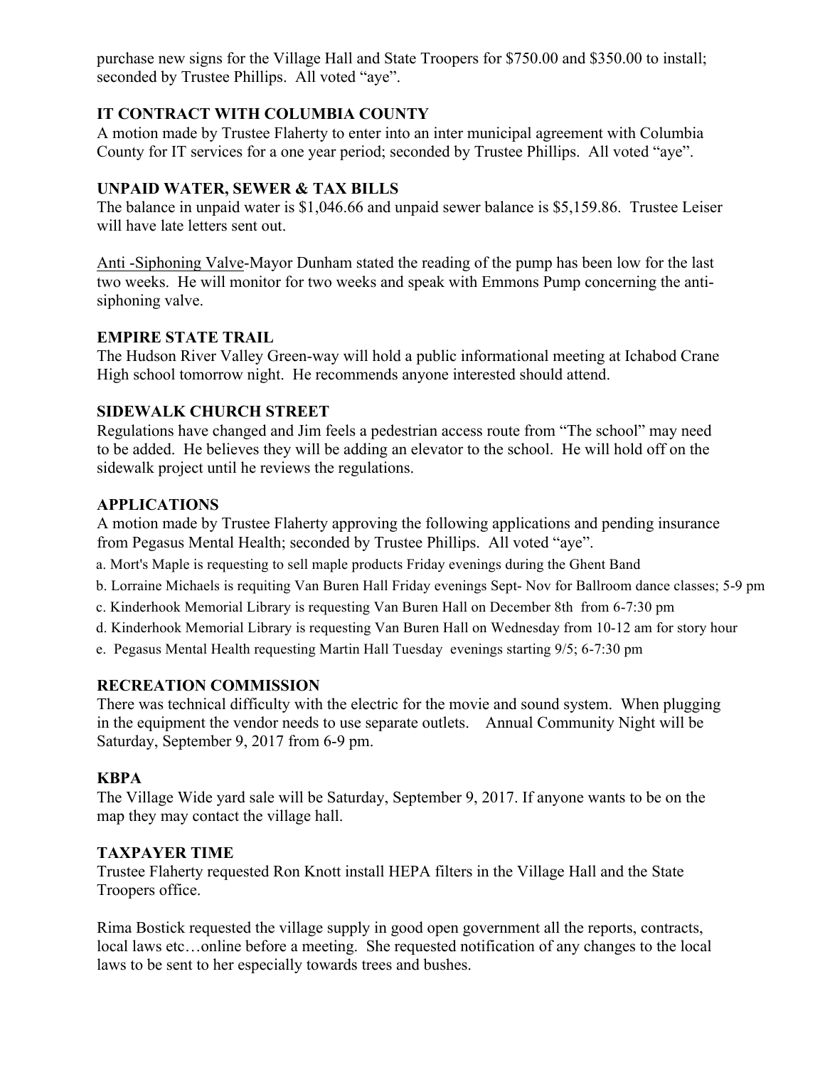purchase new signs for the Village Hall and State Troopers for $750.00 and $350.00 to install; seconded by Trustee Phillips. All voted "aye".

**IT CONTRACT WITH COLUMBIA COUNTY**

A motion made by Trustee Flaherty to enter into an inter municipal agreement with Columbia County for IT services for a one year period; seconded by Trustee Phillips. All voted "aye".

**UNPAID WATER, SEWER & TAX BILLS**

The balance in unpaid water is $1,046.66 and unpaid sewer balance is $5,159.86. Trustee Leiser will have late letters sent out.

Anti -Siphoning Valve-Mayor Dunham stated the reading of the pump has been low for the last two weeks. He will monitor for two weeks and speak with Emmons Pump concerning the anti-siphoning valve.

**EMPIRE STATE TRAIL**

The Hudson River Valley Green-way will hold a public informational meeting at Ichabod Crane High school tomorrow night. He recommends anyone interested should attend.

**SIDEWALK CHURCH STREET**

Regulations have changed and Jim feels a pedestrian access route from "The school" may need to be added. He believes they will be adding an elevator to the school. He will hold off on the sidewalk project until he reviews the regulations.

**APPLICATIONS**

A motion made by Trustee Flaherty approving the following applications and pending insurance from Pegasus Mental Health; seconded by Trustee Phillips. All voted "aye".

a. Mort's Maple is requesting to sell maple products Friday evenings during the Ghent Band

b. Lorraine Michaels is requiting Van Buren Hall Friday evenings Sept- Nov for Ballroom dance classes; 5-9 pm

c. Kinderhook Memorial Library is requesting Van Buren Hall on December 8th from 6-7:30 pm

d. Kinderhook Memorial Library is requesting Van Buren Hall on Wednesday from 10-12 am for story hour

e. Pegasus Mental Health requesting Martin Hall Tuesday evenings starting 9/5; 6-7:30 pm

**RECREATION COMMISSION**

There was technical difficulty with the electric for the movie and sound system. When plugging in the equipment the vendor needs to use separate outlets. Annual Community Night will be Saturday, September 9, 2017 from 6-9 pm.

**KBPA**

The Village Wide yard sale will be Saturday, September 9, 2017. If anyone wants to be on the map they may contact the village hall.

**TAXPAYER TIME**

Trustee Flaherty requested Ron Knott install HEPA filters in the Village Hall and the State Troopers office.

Rima Bostick requested the village supply in good open government all the reports, contracts, local laws etc…online before a meeting. She requested notification of any changes to the local laws to be sent to her especially towards trees and bushes.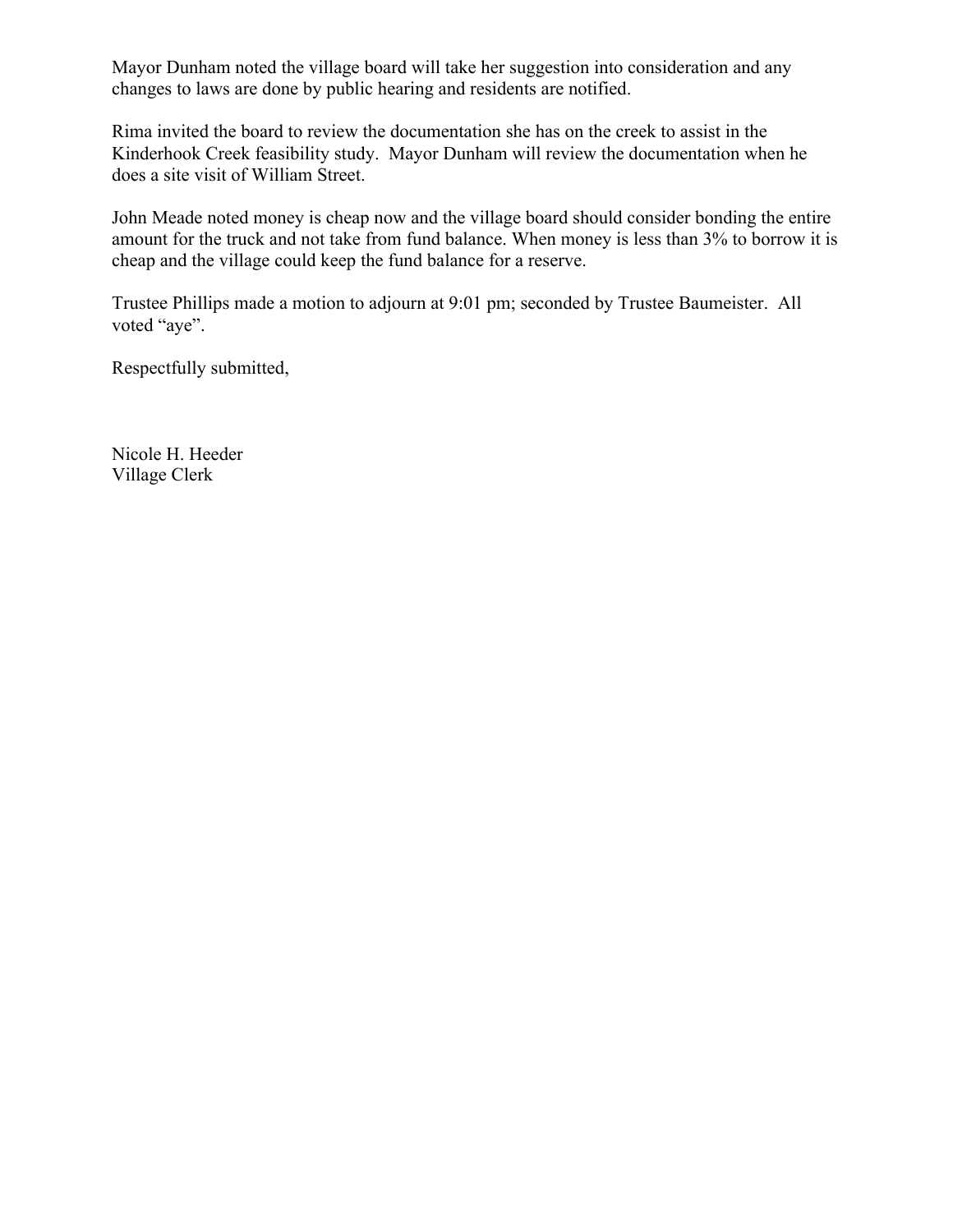Mayor Dunham noted the village board will take her suggestion into consideration and any changes to laws are done by public hearing and residents are notified.

Rima invited the board to review the documentation she has on the creek to assist in the Kinderhook Creek feasibility study. Mayor Dunham will review the documentation when he does a site visit of William Street.

John Meade noted money is cheap now and the village board should consider bonding the entire amount for the truck and not take from fund balance. When money is less than 3% to borrow it is cheap and the village could keep the fund balance for a reserve.

Trustee Phillips made a motion to adjourn at 9:01 pm; seconded by Trustee Baumeister. All voted "aye".

Respectfully submitted,

Nicole H. Heeder
Village Clerk